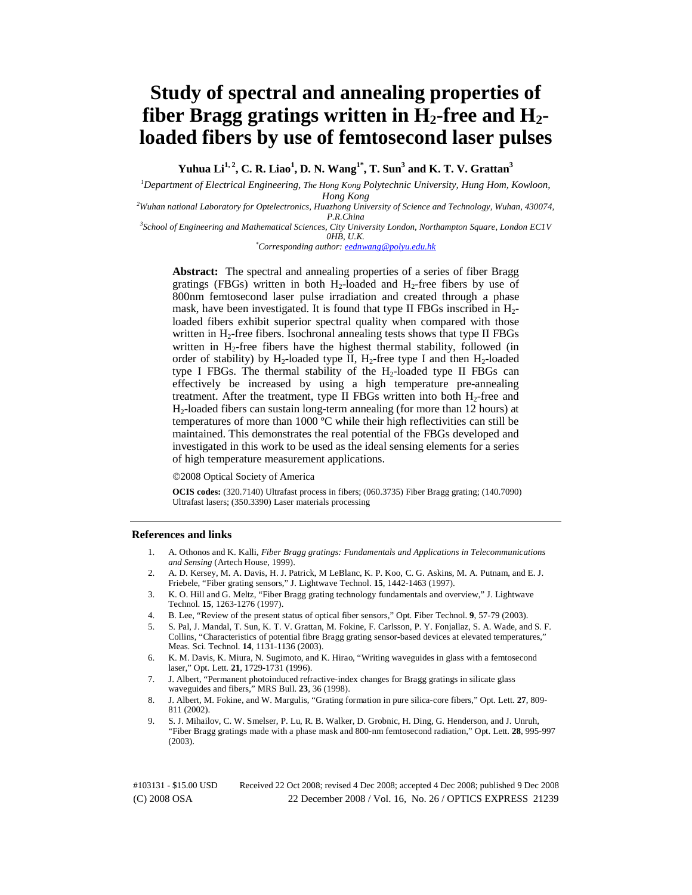# Study of spectral and annealing properties of fiber Bragg gratings written in $H_2$-free and $H_2$-loaded fibers by use of femtosecond laser pulses

**Yuhua Li[1,2], C. R. Liao[1], D. N. Wang[1*], T. Sun[3] and K. T. V. Grattan[3]**

[1]*Department of Electrical Engineering, The Hong Kong Polytechnic University, Hung Hom, Kowloon, Hong Kong*

[2]*Wuhan national Laboratory for Optelectronics, Huazhong University of Science and Technology, Wuhan, 430074, P.R.China*

[3]*School of Engineering and Mathematical Sciences, City University London, Northampton Square, London EC1V 0HB, U.K.*

[*]*Corresponding author: eednwang@polyu.edu.hk*

**Abstract:** The spectral and annealing properties of a series of fiber Bragg gratings (FBGs) written in both $H_2$-loaded and $H_2$-free fibers by use of 800nm femtosecond laser pulse irradiation and created through a phase mask, have been investigated. It is found that type II FBGs inscribed in $H_2$-loaded fibers exhibit superior spectral quality when compared with those written in $H_2$-free fibers. Isochronal annealing tests shows that type II FBGs written in $H_2$-free fibers have the highest thermal stability, followed (in order of stability) by $H_2$-loaded type II, $H_2$-free type I and then $H_2$-loaded type I FBGs. The thermal stability of the $H_2$-loaded type II FBGs can effectively be increased by using a high temperature pre-annealing treatment. After the treatment, type II FBGs written into both $H_2$-free and $H_2$-loaded fibers can sustain long-term annealing (for more than 12 hours) at temperatures of more than 1000 ºC while their high reflectivities can still be maintained. This demonstrates the real potential of the FBGs developed and investigated in this work to be used as the ideal sensing elements for a series of high temperature measurement applications.

©2008 Optical Society of America

**OCIS codes:** (320.7140) Ultrafast process in fibers; (060.3735) Fiber Bragg grating; (140.7090) Ultrafast lasers; (350.3390) Laser materials processing

## References and links

1. A. Othonos and K. Kalli, *Fiber Bragg gratings: Fundamentals and Applications in Telecommunications and Sensing* (Artech House, 1999).
2. A. D. Kersey, M. A. Davis, H. J. Patrick, M LeBlanc, K. P. Koo, C. G. Askins, M. A. Putnam, and E. J. Friebele, "Fiber grating sensors," J. Lightwave Technol. **15**, 1442-1463 (1997).
3. K. O. Hill and G. Meltz, "Fiber Bragg grating technology fundamentals and overview," J. Lightwave Technol. **15**, 1263-1276 (1997).
4. B. Lee, "Review of the present status of optical fiber sensors," Opt. Fiber Technol. **9**, 57-79 (2003).
5. S. Pal, J. Mandal, T. Sun, K. T. V. Grattan, M. Fokine, F. Carlsson, P. Y. Fonjallaz, S. A. Wade, and S. F. Collins, "Characteristics of potential fibre Bragg grating sensor-based devices at elevated temperatures," Meas. Sci. Technol. **14**, 1131-1136 (2003).
6. K. M. Davis, K. Miura, N. Sugimoto, and K. Hirao, "Writing waveguides in glass with a femtosecond laser," Opt. Lett. **21**, 1729-1731 (1996).
7. J. Albert, "Permanent photoinduced refractive-index changes for Bragg gratings in silicate glass waveguides and fibers," MRS Bull. **23**, 36 (1998).
8. J. Albert, M. Fokine, and W. Margulis, "Grating formation in pure silica-core fibers," Opt. Lett. **27**, 809-811 (2002).
9. S. J. Mihailov, C. W. Smelser, P. Lu, R. B. Walker, D. Grobnic, H. Ding, G. Henderson, and J. Unruh, "Fiber Bragg gratings made with a phase mask and 800-nm femtosecond radiation," Opt. Lett. **28**, 995-997 (2003).

#103131 - $15.00 USD Received 22 Oct 2008; revised 4 Dec 2008; accepted 4 Dec 2008; published 9 Dec 2008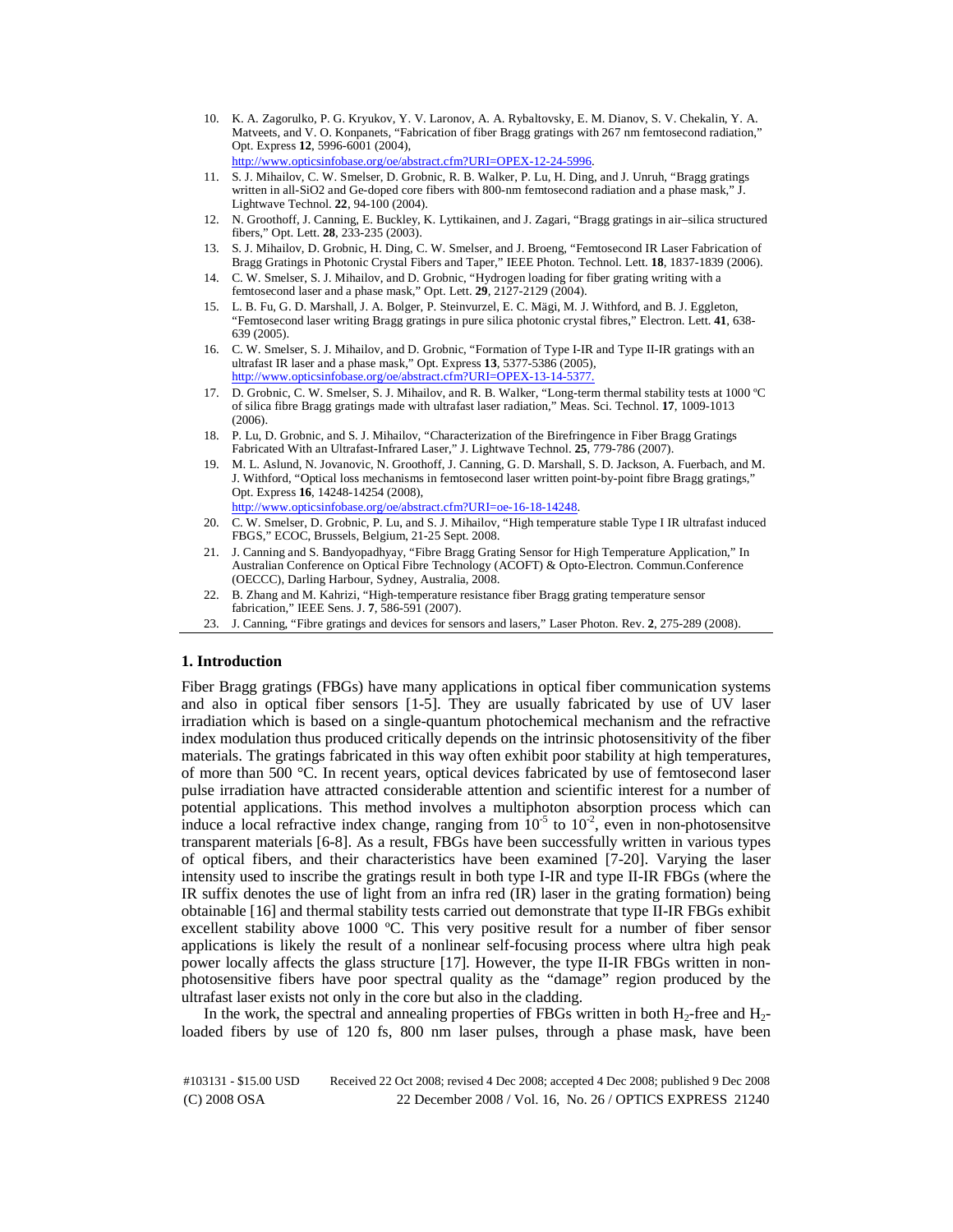10. K. A. Zagorulko, P. G. Kryukov, Y. V. Laronov, A. A. Rybaltovsky, E. M. Dianov, S. V. Chekalin, Y. A. Matveets, and V. O. Konpanets, "Fabrication of fiber Bragg gratings with 267 nm femtosecond radiation," Opt. Express **12**, 5996-6001 (2004), http://www.opticsinfobase.org/oe/abstract.cfm?URI=OPEX-12-24-5996.
11. S. J. Mihailov, C. W. Smelser, D. Grobnic, R. B. Walker, P. Lu, H. Ding, and J. Unruh, "Bragg gratings written in all-SiO2 and Ge-doped core fibers with 800-nm femtosecond radiation and a phase mask," J. Lightwave Technol. **22**, 94-100 (2004).
12. N. Groothoff, J. Canning, E. Buckley, K. Lyttikainen, and J. Zagari, "Bragg gratings in air–silica structured fibers," Opt. Lett. **28**, 233-235 (2003).
13. S. J. Mihailov, D. Grobnic, H. Ding, C. W. Smelser, and J. Broeng, "Femtosecond IR Laser Fabrication of Bragg Gratings in Photonic Crystal Fibers and Taper," IEEE Photon. Technol. Lett. **18**, 1837-1839 (2006).
14. C. W. Smelser, S. J. Mihailov, and D. Grobnic, "Hydrogen loading for fiber grating writing with a femtosecond laser and a phase mask," Opt. Lett. **29**, 2127-2129 (2004).
15. L. B. Fu, G. D. Marshall, J. A. Bolger, P. Steinvurzel, E. C. Mägi, M. J. Withford, and B. J. Eggleton, "Femtosecond laser writing Bragg gratings in pure silica photonic crystal fibres," Electron. Lett. **41**, 638-639 (2005).
16. C. W. Smelser, S. J. Mihailov, and D. Grobnic, "Formation of Type I-IR and Type II-IR gratings with an ultrafast IR laser and a phase mask," Opt. Express **13**, 5377-5386 (2005), http://www.opticsinfobase.org/oe/abstract.cfm?URI=OPEX-13-14-5377.
17. D. Grobnic, C. W. Smelser, S. J. Mihailov, and R. B. Walker, "Long-term thermal stability tests at 1000 ºC of silica fibre Bragg gratings made with ultrafast laser radiation," Meas. Sci. Technol. **17**, 1009-1013 (2006).
18. P. Lu, D. Grobnic, and S. J. Mihailov, "Characterization of the Birefringence in Fiber Bragg Gratings Fabricated With an Ultrafast-Infrared Laser," J. Lightwave Technol. **25**, 779-786 (2007).
19. M. L. Aslund, N. Jovanovic, N. Groothoff, J. Canning, G. D. Marshall, S. D. Jackson, A. Fuerbach, and M. J. Withford, "Optical loss mechanisms in femtosecond laser written point-by-point fibre Bragg gratings," Opt. Express **16**, 14248-14254 (2008), http://www.opticsinfobase.org/oe/abstract.cfm?URI=oe-16-18-14248.
20. C. W. Smelser, D. Grobnic, P. Lu, and S. J. Mihailov, "High temperature stable Type I IR ultrafast induced FBGS," ECOC, Brussels, Belgium, 21-25 Sept. 2008.
21. J. Canning and S. Bandyopadhyay, "Fibre Bragg Grating Sensor for High Temperature Application," In Australian Conference on Optical Fibre Technology (ACOFT) & Opto-Electron. Commun.Conference (OECCC), Darling Harbour, Sydney, Australia, 2008.
22. B. Zhang and M. Kahrizi, "High-temperature resistance fiber Bragg grating temperature sensor fabrication," IEEE Sens. J. **7**, 586-591 (2007).
23. J. Canning, "Fibre gratings and devices for sensors and lasers," Laser Photon. Rev. **2**, 275-289 (2008).

## 1. Introduction

Fiber Bragg gratings (FBGs) have many applications in optical fiber communication systems and also in optical fiber sensors [1-5]. They are usually fabricated by use of UV laser irradiation which is based on a single-quantum photochemical mechanism and the refractive index modulation thus produced critically depends on the intrinsic photosensitivity of the fiber materials. The gratings fabricated in this way often exhibit poor stability at high temperatures, of more than 500 °C. In recent years, optical devices fabricated by use of femtosecond laser pulse irradiation have attracted considerable attention and scientific interest for a number of potential applications. This method involves a multiphoton absorption process which can induce a local refractive index change, ranging from $10^{-5}$ to $10^{-2}$, even in non-photosensitve transparent materials [6-8]. As a result, FBGs have been successfully written in various types of optical fibers, and their characteristics have been examined [7-20]. Varying the laser intensity used to inscribe the gratings result in both type I-IR and type II-IR FBGs (where the IR suffix denotes the use of light from an infra red (IR) laser in the grating formation) being obtainable [16] and thermal stability tests carried out demonstrate that type II-IR FBGs exhibit excellent stability above 1000 ºC. This very positive result for a number of fiber sensor applications is likely the result of a nonlinear self-focusing process where ultra high peak power locally affects the glass structure [17]. However, the type II-IR FBGs written in non-photosensitive fibers have poor spectral quality as the "damage" region produced by the ultrafast laser exists not only in the core but also in the cladding.

In the work, the spectral and annealing properties of FBGs written in both $H_2$-free and $H_2$-loaded fibers by use of 120 fs, 800 nm laser pulses, through a phase mask, have been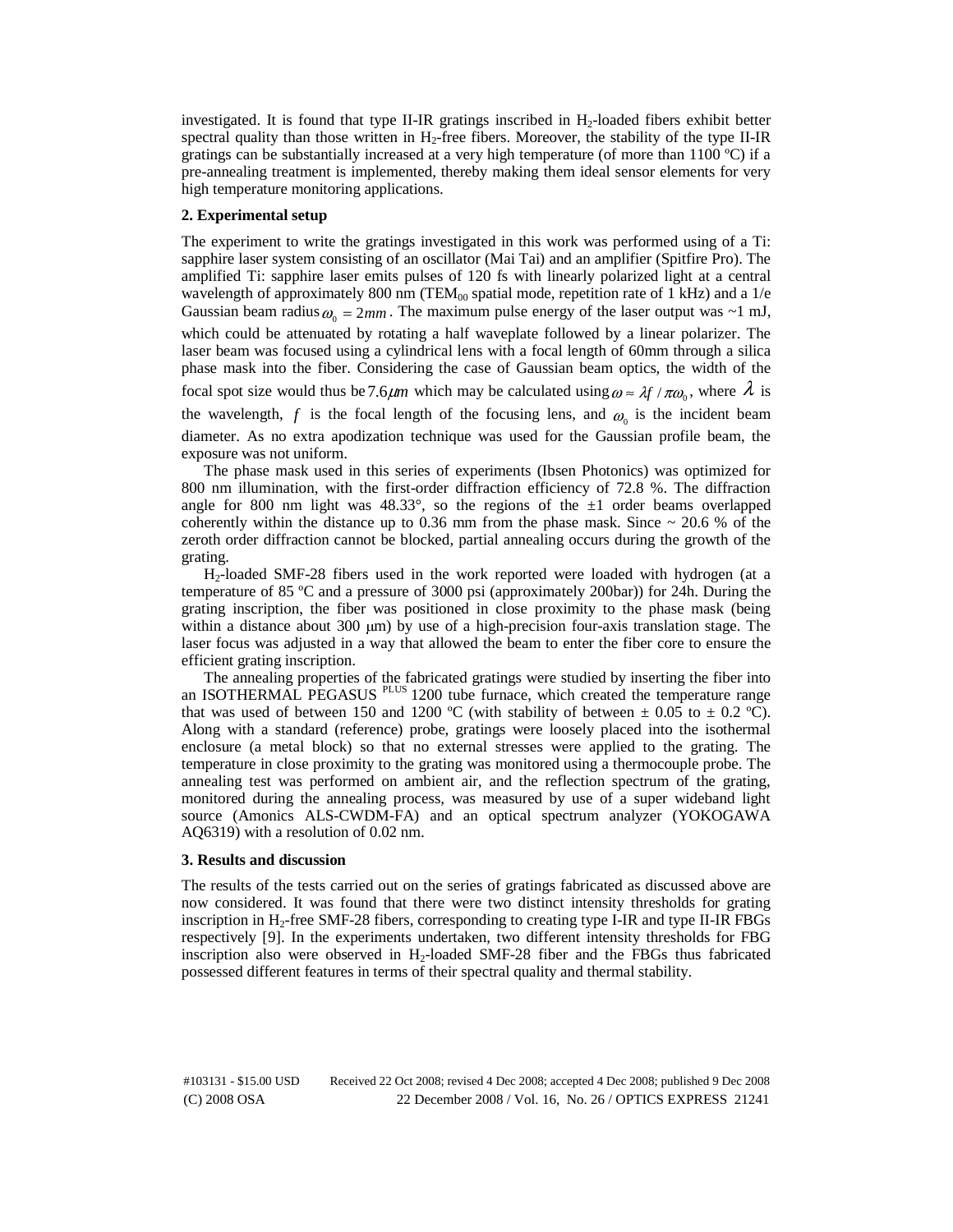investigated. It is found that type II-IR gratings inscribed in $H_2$-loaded fibers exhibit better spectral quality than those written in $H_2$-free fibers. Moreover, the stability of the type II-IR gratings can be substantially increased at a very high temperature (of more than 1100 ºC) if a pre-annealing treatment is implemented, thereby making them ideal sensor elements for very high temperature monitoring applications.

## 2. Experimental setup

The experiment to write the gratings investigated in this work was performed using of a Ti: sapphire laser system consisting of an oscillator (Mai Tai) and an amplifier (Spitfire Pro). The amplified Ti: sapphire laser emits pulses of 120 fs with linearly polarized light at a central wavelength of approximately 800 nm ($TEM_{00}$ spatial mode, repetition rate of 1 kHz) and a 1/e Gaussian beam radius $\omega_0 = 2mm$. The maximum pulse energy of the laser output was ~1 mJ, which could be attenuated by rotating a half waveplate followed by a linear polarizer. The laser beam was focused using a cylindrical lens with a focal length of 60mm through a silica phase mask into the fiber. Considering the case of Gaussian beam optics, the width of the focal spot size would thus be $7.6\mu m$ which may be calculated using $\omega \approx \lambda f / \pi\omega_0$, where $\lambda$ is the wavelength, $f$ is the focal length of the focusing lens, and $\omega_0$ is the incident beam diameter. As no extra apodization technique was used for the Gaussian profile beam, the exposure was not uniform.

The phase mask used in this series of experiments (Ibsen Photonics) was optimized for 800 nm illumination, with the first-order diffraction efficiency of 72.8 %. The diffraction angle for 800 nm light was 48.33°, so the regions of the ±1 order beams overlapped coherently within the distance up to 0.36 mm from the phase mask. Since ~ 20.6 % of the zeroth order diffraction cannot be blocked, partial annealing occurs during the growth of the grating.

$H_2$-loaded SMF-28 fibers used in the work reported were loaded with hydrogen (at a temperature of 85 ºC and a pressure of 3000 psi (approximately 200bar)) for 24h. During the grating inscription, the fiber was positioned in close proximity to the phase mask (being within a distance about 300 μm) by use of a high-precision four-axis translation stage. The laser focus was adjusted in a way that allowed the beam to enter the fiber core to ensure the efficient grating inscription.

The annealing properties of the fabricated gratings were studied by inserting the fiber into an ISOTHERMAL PEGASUS $^{PLUS}$ 1200 tube furnace, which created the temperature range that was used of between 150 and 1200 ºC (with stability of between ± 0.05 to ± 0.2 ºC). Along with a standard (reference) probe, gratings were loosely placed into the isothermal enclosure (a metal block) so that no external stresses were applied to the grating. The temperature in close proximity to the grating was monitored using a thermocouple probe. The annealing test was performed on ambient air, and the reflection spectrum of the grating, monitored during the annealing process, was measured by use of a super wideband light source (Amonics ALS-CWDM-FA) and an optical spectrum analyzer (YOKOGAWA AQ6319) with a resolution of 0.02 nm.

## 3. Results and discussion

The results of the tests carried out on the series of gratings fabricated as discussed above are now considered. It was found that there were two distinct intensity thresholds for grating inscription in $H_2$-free SMF-28 fibers, corresponding to creating type I-IR and type II-IR FBGs respectively [9]. In the experiments undertaken, two different intensity thresholds for FBG inscription also were observed in $H_2$-loaded SMF-28 fiber and the FBGs thus fabricated possessed different features in terms of their spectral quality and thermal stability.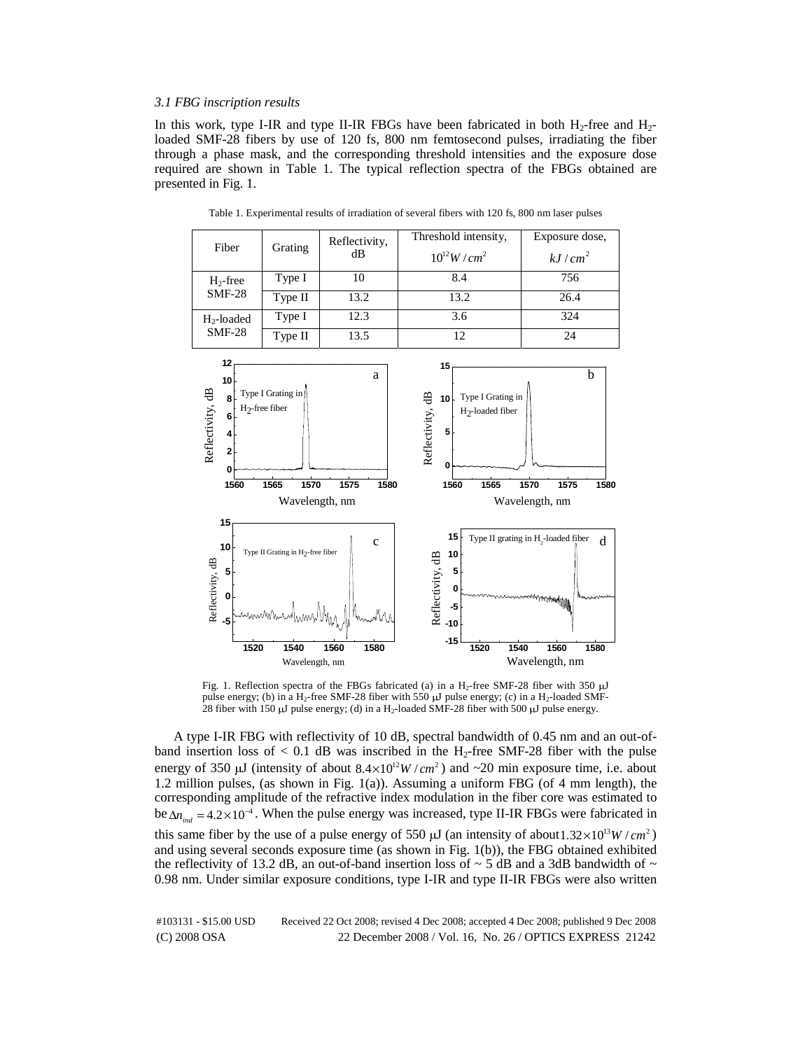*3.1 FBG inscription results*

In this work, type I-IR and type II-IR FBGs have been fabricated in both $H_2$-free and $H_2$-loaded SMF-28 fibers by use of 120 fs, 800 nm femtosecond pulses, irradiating the fiber through a phase mask, and the corresponding threshold intensities and the exposure dose required are shown in Table 1. The typical reflection spectra of the FBGs obtained are presented in Fig. 1.

Table 1. Experimental results of irradiation of several fibers with 120 fs, 800 nm laser pulses

| Fiber | Grating | Reflectivity, dB | Threshold intensity, $10^{12} W/cm^2$ | Exposure dose, $kJ/cm^2$ |
|---|---|---|---|---|
| $H_2$-free SMF-28 | Type I | 10 | 8.4 | 756 |
| | Type II | 13.2 | 13.2 | 26.4 |
| $H_2$-loaded SMF-28 | Type I | 12.3 | 3.6 | 324 |
| | Type II | 13.5 | 12 | 24 |

Fig. 1. Reflection spectra of the FBGs fabricated (a) in a $H_2$-free SMF-28 fiber with 350 μJ pulse energy; (b) in a $H_2$-free SMF-28 fiber with 550 μJ pulse energy; (c) in a $H_2$-loaded SMF-28 fiber with 150 μJ pulse energy; (d) in a $H_2$-loaded SMF-28 fiber with 500 μJ pulse energy.

A type I-IR FBG with reflectivity of 10 dB, spectral bandwidth of 0.45 nm and an out-of-band insertion loss of < 0.1 dB was inscribed in the $H_2$-free SMF-28 fiber with the pulse energy of 350 μJ (intensity of about $8.4\times10^{12} W/cm^2$) and ~20 min exposure time, i.e. about 1.2 million pulses, (as shown in Fig. 1(a)). Assuming a uniform FBG (of 4 mm length), the corresponding amplitude of the refractive index modulation in the fiber core was estimated to be $\Delta n_{ind} = 4.2\times10^{-4}$. When the pulse energy was increased, type II-IR FBGs were fabricated in this same fiber by the use of a pulse energy of 550 μJ (an intensity of about $1.32\times10^{13} W/cm^2$) and using several seconds exposure time (as shown in Fig. 1(b)), the FBG obtained exhibited the reflectivity of 13.2 dB, an out-of-band insertion loss of ~ 5 dB and a 3dB bandwidth of ~ 0.98 nm. Under similar exposure conditions, type I-IR and type II-IR FBGs were also written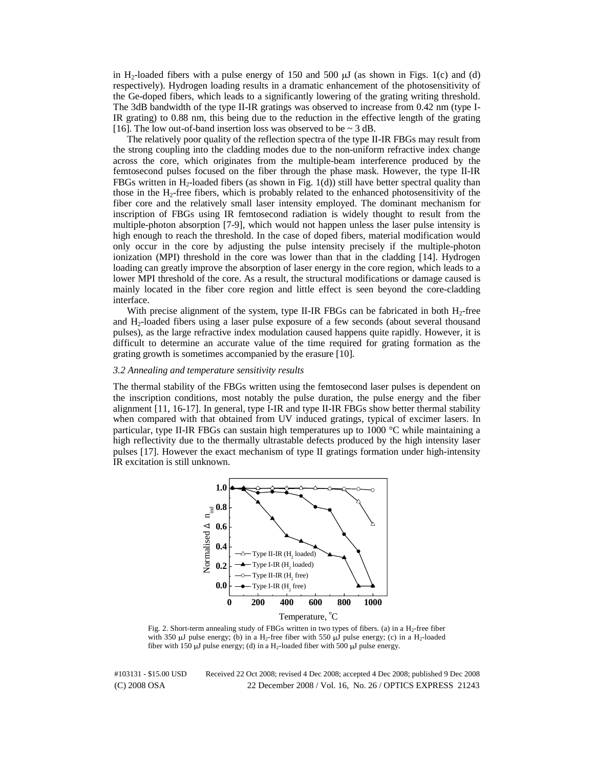in $H_2$-loaded fibers with a pulse energy of 150 and 500 μJ (as shown in Figs. 1(c) and (d) respectively). Hydrogen loading results in a dramatic enhancement of the photosensitivity of the Ge-doped fibers, which leads to a significantly lowering of the grating writing threshold. The 3dB bandwidth of the type II-IR gratings was observed to increase from 0.42 nm (type I-IR grating) to 0.88 nm, this being due to the reduction in the effective length of the grating [16]. The low out-of-band insertion loss was observed to be ~ 3 dB.

The relatively poor quality of the reflection spectra of the type II-IR FBGs may result from the strong coupling into the cladding modes due to the non-uniform refractive index change across the core, which originates from the multiple-beam interference produced by the femtosecond pulses focused on the fiber through the phase mask. However, the type II-IR FBGs written in $H_2$-loaded fibers (as shown in Fig. 1(d)) still have better spectral quality than those in the $H_2$-free fibers, which is probably related to the enhanced photosensitivity of the fiber core and the relatively small laser intensity employed. The dominant mechanism for inscription of FBGs using IR femtosecond radiation is widely thought to result from the multiple-photon absorption [7-9], which would not happen unless the laser pulse intensity is high enough to reach the threshold. In the case of doped fibers, material modification would only occur in the core by adjusting the pulse intensity precisely if the multiple-photon ionization (MPI) threshold in the core was lower than that in the cladding [14]. Hydrogen loading can greatly improve the absorption of laser energy in the core region, which leads to a lower MPI threshold of the core. As a result, the structural modifications or damage caused is mainly located in the fiber core region and little effect is seen beyond the core-cladding interface.

With precise alignment of the system, type II-IR FBGs can be fabricated in both $H_2$-free and $H_2$-loaded fibers using a laser pulse exposure of a few seconds (about several thousand pulses), as the large refractive index modulation caused happens quite rapidly. However, it is difficult to determine an accurate value of the time required for grating formation as the grating growth is sometimes accompanied by the erasure [10].

### *3.2 Annealing and temperature sensitivity results*

The thermal stability of the FBGs written using the femtosecond laser pulses is dependent on the inscription conditions, most notably the pulse duration, the pulse energy and the fiber alignment [11, 16-17]. In general, type I-IR and type II-IR FBGs show better thermal stability when compared with that obtained from UV induced gratings, typical of excimer lasers. In particular, type II-IR FBGs can sustain high temperatures up to 1000 °C while maintaining a high reflectivity due to the thermally ultrastable defects produced by the high intensity laser pulses [17]. However the exact mechanism of type II gratings formation under high-intensity IR excitation is still unknown.

Fig. 2. Short-term annealing study of FBGs written in two types of fibers. (a) in a $H_2$-free fiber with 350 μJ pulse energy; (b) in a $H_2$-free fiber with 550 μJ pulse energy; (c) in a $H_2$-loaded fiber with 150 μJ pulse energy; (d) in a $H_2$-loaded fiber with 500 μJ pulse energy.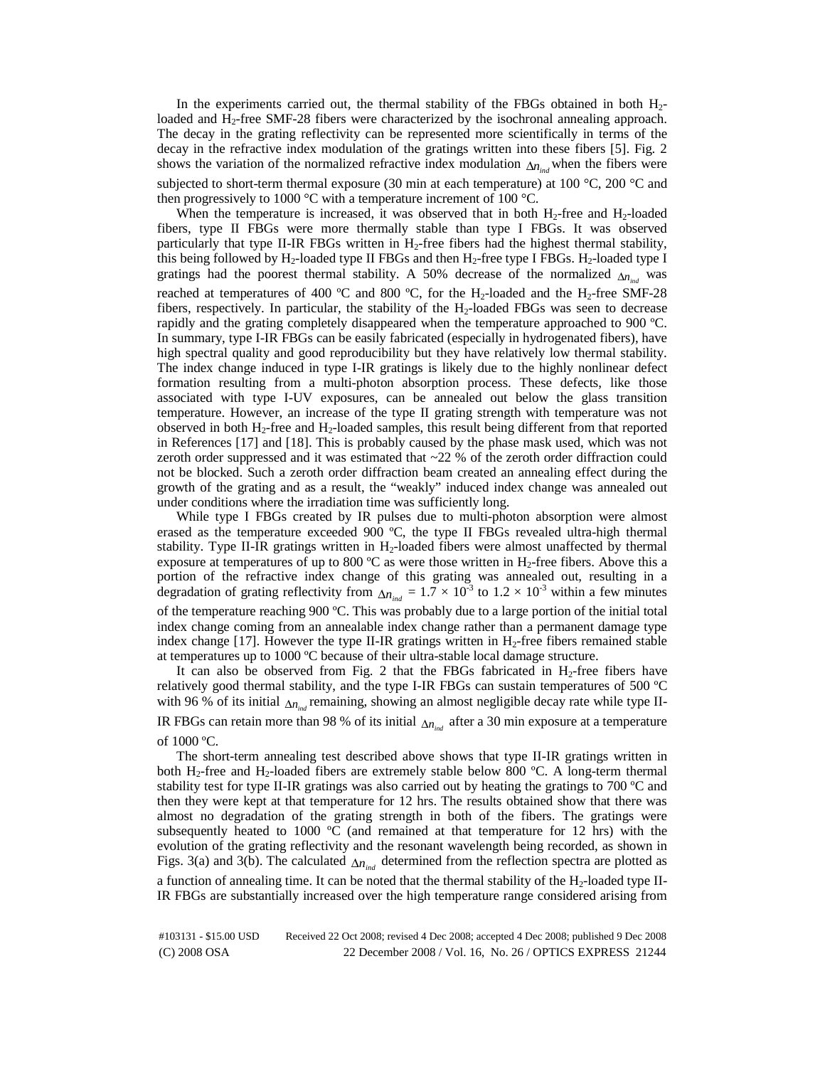In the experiments carried out, the thermal stability of the FBGs obtained in both $H_2$-loaded and $H_2$-free SMF-28 fibers were characterized by the isochronal annealing approach. The decay in the grating reflectivity can be represented more scientifically in terms of the decay in the refractive index modulation of the gratings written into these fibers [5]. Fig. 2 shows the variation of the normalized refractive index modulation $\Delta n_{ind}$ when the fibers were subjected to short-term thermal exposure (30 min at each temperature) at 100 °C, 200 °C and then progressively to 1000 °C with a temperature increment of 100 °C.

When the temperature is increased, it was observed that in both $H_2$-free and $H_2$-loaded fibers, type II FBGs were more thermally stable than type I FBGs. It was observed particularly that type II-IR FBGs written in $H_2$-free fibers had the highest thermal stability, this being followed by $H_2$-loaded type II FBGs and then $H_2$-free type I FBGs. $H_2$-loaded type I gratings had the poorest thermal stability. A 50% decrease of the normalized $\Delta n_{ind}$ was reached at temperatures of 400 ºC and 800 ºC, for the $H_2$-loaded and the $H_2$-free SMF-28 fibers, respectively. In particular, the stability of the $H_2$-loaded FBGs was seen to decrease rapidly and the grating completely disappeared when the temperature approached to 900 ºC. In summary, type I-IR FBGs can be easily fabricated (especially in hydrogenated fibers), have high spectral quality and good reproducibility but they have relatively low thermal stability. The index change induced in type I-IR gratings is likely due to the highly nonlinear defect formation resulting from a multi-photon absorption process. These defects, like those associated with type I-UV exposures, can be annealed out below the glass transition temperature. However, an increase of the type II grating strength with temperature was not observed in both $H_2$-free and $H_2$-loaded samples, this result being different from that reported in References [17] and [18]. This is probably caused by the phase mask used, which was not zeroth order suppressed and it was estimated that ~22 % of the zeroth order diffraction could not be blocked. Such a zeroth order diffraction beam created an annealing effect during the growth of the grating and as a result, the "weakly" induced index change was annealed out under conditions where the irradiation time was sufficiently long.

While type I FBGs created by IR pulses due to multi-photon absorption were almost erased as the temperature exceeded 900 ºC, the type II FBGs revealed ultra-high thermal stability. Type II-IR gratings written in $H_2$-loaded fibers were almost unaffected by thermal exposure at temperatures of up to 800 ºC as were those written in $H_2$-free fibers. Above this a portion of the refractive index change of this grating was annealed out, resulting in a degradation of grating reflectivity from $\Delta n_{ind} = 1.7 \times 10^{-3}$ to $1.2 \times 10^{-3}$ within a few minutes of the temperature reaching 900 ºC. This was probably due to a large portion of the initial total index change coming from an annealable index change rather than a permanent damage type index change [17]. However the type II-IR gratings written in $H_2$-free fibers remained stable at temperatures up to 1000 ºC because of their ultra-stable local damage structure.

It can also be observed from Fig. 2 that the FBGs fabricated in $H_2$-free fibers have relatively good thermal stability, and the type I-IR FBGs can sustain temperatures of 500 ºC with 96 % of its initial $\Delta n_{ind}$ remaining, showing an almost negligible decay rate while type II-IR FBGs can retain more than 98 % of its initial $\Delta n_{ind}$ after a 30 min exposure at a temperature of 1000 ºC.

The short-term annealing test described above shows that type II-IR gratings written in both $H_2$-free and $H_2$-loaded fibers are extremely stable below 800 ºC. A long-term thermal stability test for type II-IR gratings was also carried out by heating the gratings to 700 ºC and then they were kept at that temperature for 12 hrs. The results obtained show that there was almost no degradation of the grating strength in both of the fibers. The gratings were subsequently heated to 1000 ºC (and remained at that temperature for 12 hrs) with the evolution of the grating reflectivity and the resonant wavelength being recorded, as shown in Figs. 3(a) and 3(b). The calculated $\Delta n_{ind}$ determined from the reflection spectra are plotted as a function of annealing time. It can be noted that the thermal stability of the $H_2$-loaded type II-IR FBGs are substantially increased over the high temperature range considered arising from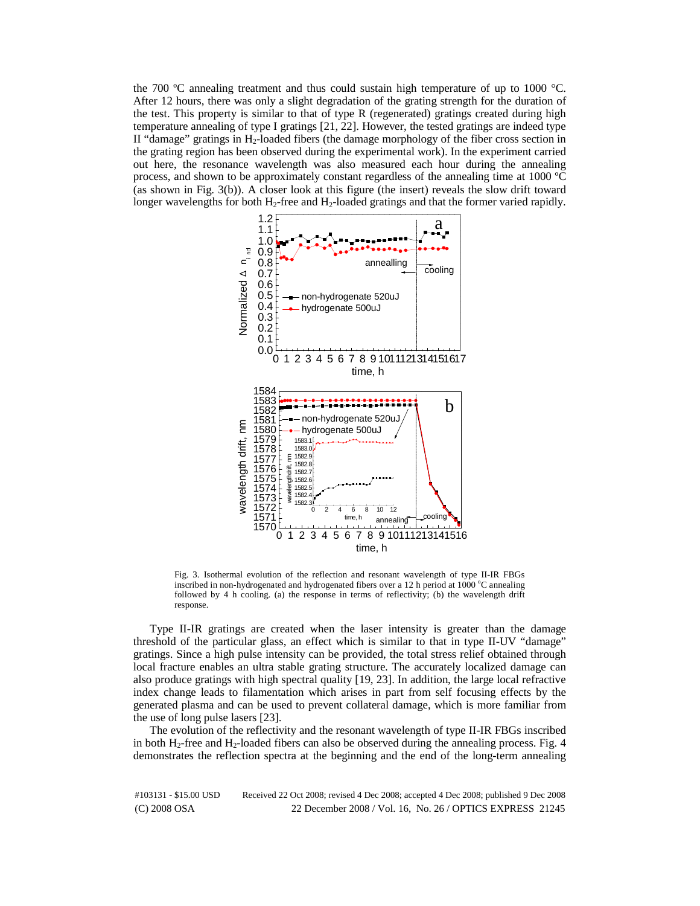the 700 ºC annealing treatment and thus could sustain high temperature of up to 1000 °C. After 12 hours, there was only a slight degradation of the grating strength for the duration of the test. This property is similar to that of type R (regenerated) gratings created during high temperature annealing of type I gratings [21, 22]. However, the tested gratings are indeed type II "damage" gratings in $H_2$-loaded fibers (the damage morphology of the fiber cross section in the grating region has been observed during the experimental work). In the experiment carried out here, the resonance wavelength was also measured each hour during the annealing process, and shown to be approximately constant regardless of the annealing time at 1000 ºC (as shown in Fig. 3(b)). A closer look at this figure (the insert) reveals the slow drift toward longer wavelengths for both $H_2$-free and $H_2$-loaded gratings and that the former varied rapidly.

Fig. 3. Isothermal evolution of the reflection and resonant wavelength of type II-IR FBGs inscribed in non-hydrogenated and hydrogenated fibers over a 12 h period at 1000 °C annealing followed by 4 h cooling. (a) the response in terms of reflectivity; (b) the wavelength drift response.

Type II-IR gratings are created when the laser intensity is greater than the damage threshold of the particular glass, an effect which is similar to that in type II-UV "damage" gratings. Since a high pulse intensity can be provided, the total stress relief obtained through local fracture enables an ultra stable grating structure. The accurately localized damage can also produce gratings with high spectral quality [19, 23]. In addition, the large local refractive index change leads to filamentation which arises in part from self focusing effects by the generated plasma and can be used to prevent collateral damage, which is more familiar from the use of long pulse lasers [23].

The evolution of the reflectivity and the resonant wavelength of type II-IR FBGs inscribed in both $H_2$-free and $H_2$-loaded fibers can also be observed during the annealing process. Fig. 4 demonstrates the reflection spectra at the beginning and the end of the long-term annealing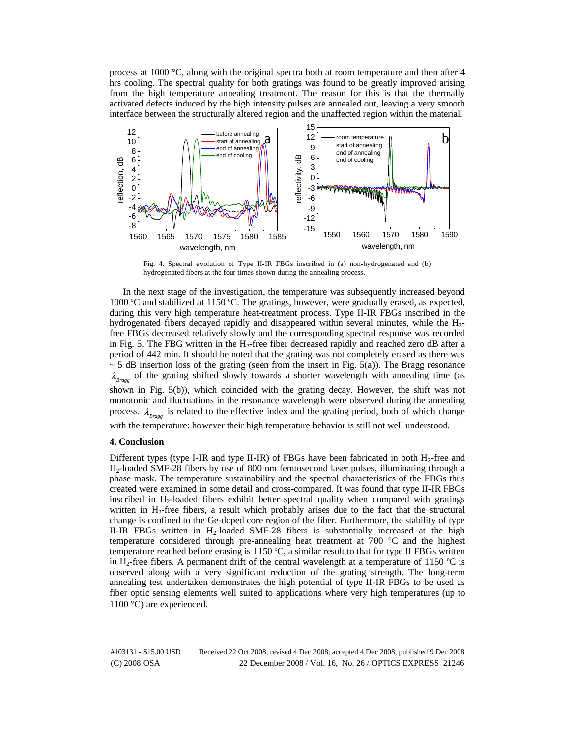process at 1000 °C, along with the original spectra both at room temperature and then after 4 hrs cooling. The spectral quality for both gratings was found to be greatly improved arising from the high temperature annealing treatment. The reason for this is that the thermally activated defects induced by the high intensity pulses are annealed out, leaving a very smooth interface between the structurally altered region and the unaffected region within the material.

Fig. 4. Spectral evolution of Type II-IR FBGs inscribed in (a) non-hydrogenated and (b) hydrogenated fibers at the four times shown during the annealing process.

In the next stage of the investigation, the temperature was subsequently increased beyond 1000 ºC and stabilized at 1150 ºC. The gratings, however, were gradually erased, as expected, during this very high temperature heat-treatment process. Type II-IR FBGs inscribed in the hydrogenated fibers decayed rapidly and disappeared within several minutes, while the $H_2$-free FBGs decreased relatively slowly and the corresponding spectral response was recorded in Fig. 5. The FBG written in the $H_2$-free fiber decreased rapidly and reached zero dB after a period of 442 min. It should be noted that the grating was not completely erased as there was ~ 5 dB insertion loss of the grating (seen from the insert in Fig. 5(a)). The Bragg resonance $\lambda_{Bragg}$ of the grating shifted slowly towards a shorter wavelength with annealing time (as shown in Fig. 5(b)), which coincided with the grating decay. However, the shift was not monotonic and fluctuations in the resonance wavelength were observed during the annealing process. $\lambda_{Bragg}$ is related to the effective index and the grating period, both of which change with the temperature: however their high temperature behavior is still not well understood.

**4. Conclusion**

Different types (type I-IR and type II-IR) of FBGs have been fabricated in both $H_2$-free and $H_2$-loaded SMF-28 fibers by use of 800 nm femtosecond laser pulses, illuminating through a phase mask. The temperature sustainability and the spectral characteristics of the FBGs thus created were examined in some detail and cross-compared. It was found that type II-IR FBGs inscribed in $H_2$-loaded fibers exhibit better spectral quality when compared with gratings written in $H_2$-free fibers, a result which probably arises due to the fact that the structural change is confined to the Ge-doped core region of the fiber. Furthermore, the stability of type II-IR FBGs written in $H_2$-loaded SMF-28 fibers is substantially increased at the high temperature considered through pre-annealing heat treatment at 700 °C and the highest temperature reached before erasing is 1150 ºC, a similar result to that for type II FBGs written in $H_2$-free fibers. A permanent drift of the central wavelength at a temperature of 1150 ºC is observed along with a very significant reduction of the grating strength. The long-term annealing test undertaken demonstrates the high potential of type II-IR FBGs to be used as fiber optic sensing elements well suited to applications where very high temperatures (up to 1100 °C) are experienced.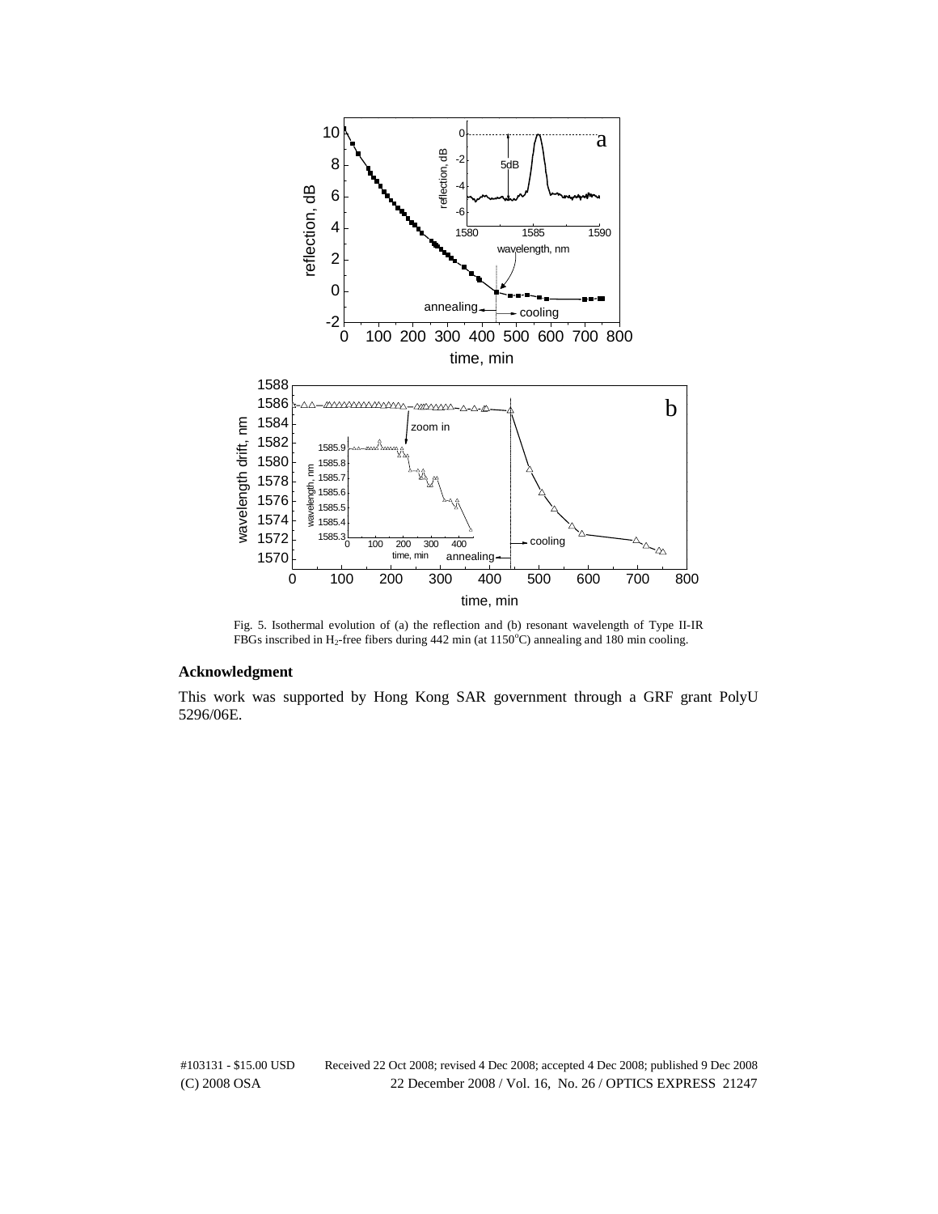a

reflection, dB

10
8
6
4
2
0
-2

0 100 200 300 400 500 600 700 800

time, min

annealing cooling

reflection, dB

0
-2
-4
-6

1580 1585 1590

wavelength, nm

5dB

b

wavelength drift, nm

1588
1586
1584
1582
1580
1578
1576
1574
1572
1570

0 100 200 300 400 500 600 700 800

time, min

zoom in

wavelength, nm

1585.9
1585.8
1585.7
1585.6
1585.5
1585.4
1585.3

0 100 200 300 400

time, min

annealing cooling

Fig. 5. Isothermal evolution of (a) the reflection and (b) resonant wavelength of Type II-IR FBGs inscribed in $H_2$-free fibers during 442 min (at 1150°C) annealing and 180 min cooling.

## Acknowledgment

This work was supported by Hong Kong SAR government through a GRF grant PolyU 5296/06E.